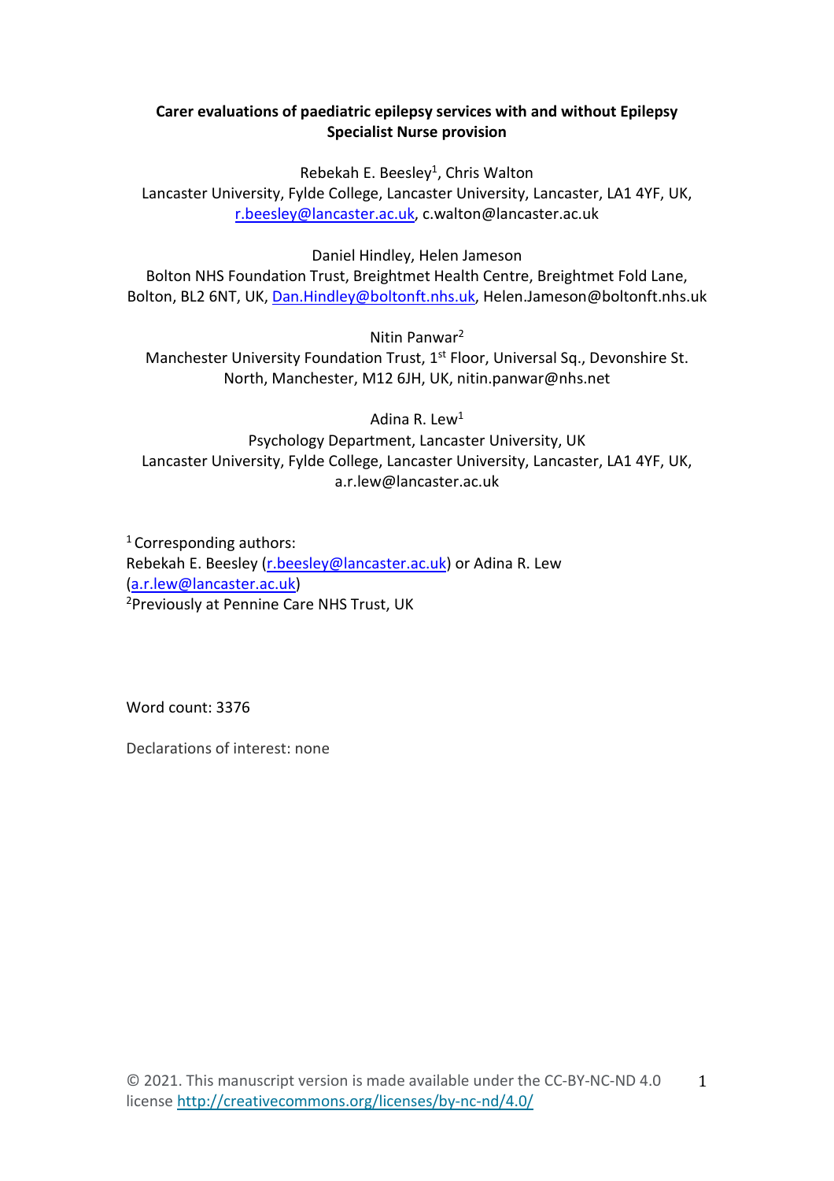**Carer evaluations of paediatric epilepsy services with and without Epilepsy Specialist Nurse provision**

Rebekah E. Beesley[1], Chris Walton
Lancaster University, Fylde College, Lancaster University, Lancaster, LA1 4YF, UK, r.beesley@lancaster.ac.uk, c.walton@lancaster.ac.uk

Daniel Hindley, Helen Jameson
Bolton NHS Foundation Trust, Breightmet Health Centre, Breightmet Fold Lane, Bolton, BL2 6NT, UK, Dan.Hindley@boltonft.nhs.uk, Helen.Jameson@boltonft.nhs.uk

Nitin Panwar[2]
Manchester University Foundation Trust, 1st Floor, Universal Sq., Devonshire St. North, Manchester, M12 6JH, UK, nitin.panwar@nhs.net

Adina R. Lew[1]
Psychology Department, Lancaster University, UK
Lancaster University, Fylde College, Lancaster University, Lancaster, LA1 4YF, UK, a.r.lew@lancaster.ac.uk

[1] Corresponding authors:
Rebekah E. Beesley (r.beesley@lancaster.ac.uk) or Adina R. Lew (a.r.lew@lancaster.ac.uk)
[2]Previously at Pennine Care NHS Trust, UK

Word count: 3376

Declarations of interest: none

© 2021. This manuscript version is made available under the CC-BY-NC-ND 4.0 license http://creativecommons.org/licenses/by-nc-nd/4.0/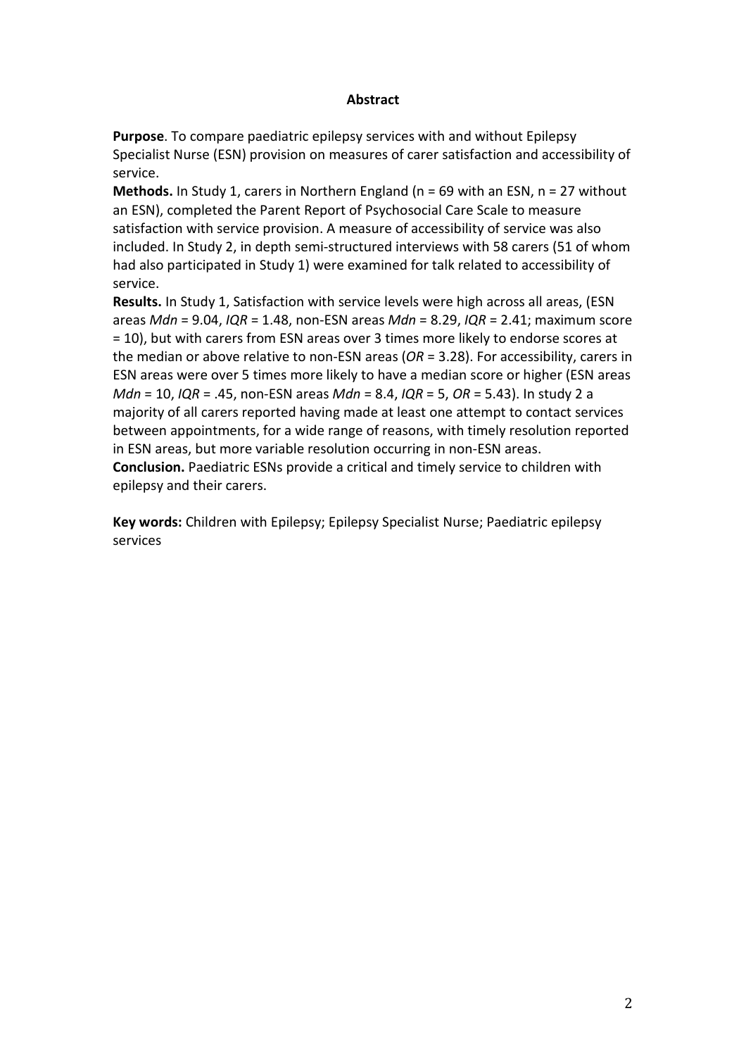## Abstract

**Purpose**. To compare paediatric epilepsy services with and without Epilepsy Specialist Nurse (ESN) provision on measures of carer satisfaction and accessibility of service.

**Methods.** In Study 1, carers in Northern England (n = 69 with an ESN, n = 27 without an ESN), completed the Parent Report of Psychosocial Care Scale to measure satisfaction with service provision. A measure of accessibility of service was also included. In Study 2, in depth semi-structured interviews with 58 carers (51 of whom had also participated in Study 1) were examined for talk related to accessibility of service.

**Results.** In Study 1, Satisfaction with service levels were high across all areas, (ESN areas *Mdn* = 9.04, *IQR* = 1.48, non-ESN areas *Mdn* = 8.29, *IQR* = 2.41; maximum score = 10), but with carers from ESN areas over 3 times more likely to endorse scores at the median or above relative to non-ESN areas (*OR* = 3.28). For accessibility, carers in ESN areas were over 5 times more likely to have a median score or higher (ESN areas *Mdn* = 10, *IQR* = .45, non-ESN areas *Mdn* = 8.4, *IQR* = 5, *OR* = 5.43). In study 2 a majority of all carers reported having made at least one attempt to contact services between appointments, for a wide range of reasons, with timely resolution reported in ESN areas, but more variable resolution occurring in non-ESN areas.

**Conclusion.** Paediatric ESNs provide a critical and timely service to children with epilepsy and their carers.

**Key words:** Children with Epilepsy; Epilepsy Specialist Nurse; Paediatric epilepsy services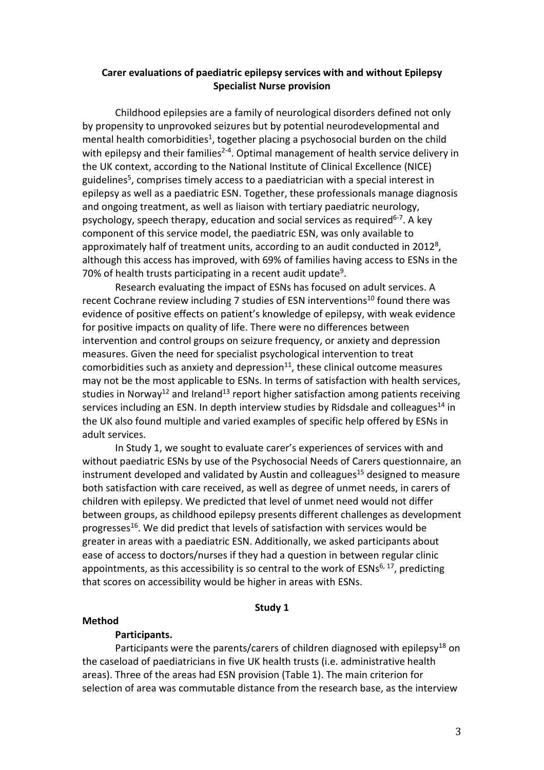**Carer evaluations of paediatric epilepsy services with and without Epilepsy Specialist Nurse provision**

Childhood epilepsies are a family of neurological disorders defined not only by propensity to unprovoked seizures but by potential neurodevelopmental and mental health comorbidities[1], together placing a psychosocial burden on the child with epilepsy and their families[2-4]. Optimal management of health service delivery in the UK context, according to the National Institute of Clinical Excellence (NICE) guidelines[5], comprises timely access to a paediatrician with a special interest in epilepsy as well as a paediatric ESN. Together, these professionals manage diagnosis and ongoing treatment, as well as liaison with tertiary paediatric neurology, psychology, speech therapy, education and social services as required[6-7]. A key component of this service model, the paediatric ESN, was only available to approximately half of treatment units, according to an audit conducted in 2012[8], although this access has improved, with 69% of families having access to ESNs in the 70% of health trusts participating in a recent audit update[9].

Research evaluating the impact of ESNs has focused on adult services. A recent Cochrane review including 7 studies of ESN interventions[10] found there was evidence of positive effects on patient's knowledge of epilepsy, with weak evidence for positive impacts on quality of life. There were no differences between intervention and control groups on seizure frequency, or anxiety and depression measures. Given the need for specialist psychological intervention to treat comorbidities such as anxiety and depression[11], these clinical outcome measures may not be the most applicable to ESNs. In terms of satisfaction with health services, studies in Norway[12] and Ireland[13] report higher satisfaction among patients receiving services including an ESN. In depth interview studies by Ridsdale and colleagues[14] in the UK also found multiple and varied examples of specific help offered by ESNs in adult services.

In Study 1, we sought to evaluate carer's experiences of services with and without paediatric ESNs by use of the Psychosocial Needs of Carers questionnaire, an instrument developed and validated by Austin and colleagues[15] designed to measure both satisfaction with care received, as well as degree of unmet needs, in carers of children with epilepsy. We predicted that level of unmet need would not differ between groups, as childhood epilepsy presents different challenges as development progresses[16]. We did predict that levels of satisfaction with services would be greater in areas with a paediatric ESN. Additionally, we asked participants about ease of access to doctors/nurses if they had a question in between regular clinic appointments, as this accessibility is so central to the work of ESNs[6, 17], predicting that scores on accessibility would be higher in areas with ESNs.

## Study 1

### Method

#### Participants.

Participants were the parents/carers of children diagnosed with epilepsy[18] on the caseload of paediatricians in five UK health trusts (i.e. administrative health areas). Three of the areas had ESN provision (Table 1). The main criterion for selection of area was commutable distance from the research base, as the interview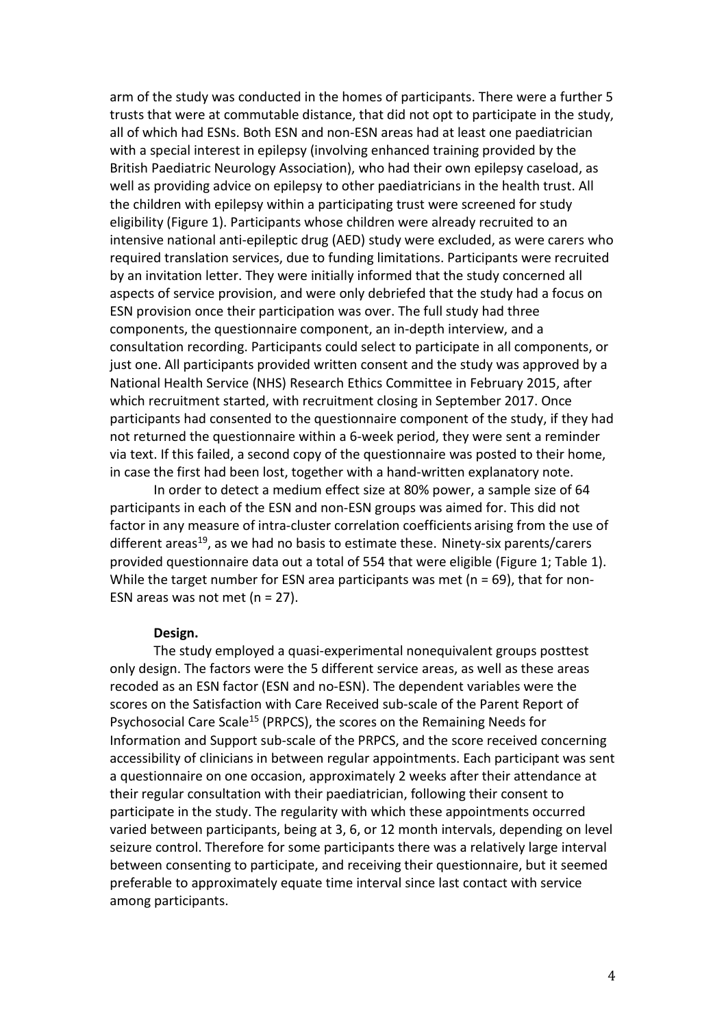arm of the study was conducted in the homes of participants. There were a further 5 trusts that were at commutable distance, that did not opt to participate in the study, all of which had ESNs. Both ESN and non-ESN areas had at least one paediatrician with a special interest in epilepsy (involving enhanced training provided by the British Paediatric Neurology Association), who had their own epilepsy caseload, as well as providing advice on epilepsy to other paediatricians in the health trust. All the children with epilepsy within a participating trust were screened for study eligibility (Figure 1). Participants whose children were already recruited to an intensive national anti-epileptic drug (AED) study were excluded, as were carers who required translation services, due to funding limitations. Participants were recruited by an invitation letter. They were initially informed that the study concerned all aspects of service provision, and were only debriefed that the study had a focus on ESN provision once their participation was over. The full study had three components, the questionnaire component, an in-depth interview, and a consultation recording. Participants could select to participate in all components, or just one. All participants provided written consent and the study was approved by a National Health Service (NHS) Research Ethics Committee in February 2015, after which recruitment started, with recruitment closing in September 2017. Once participants had consented to the questionnaire component of the study, if they had not returned the questionnaire within a 6-week period, they were sent a reminder via text. If this failed, a second copy of the questionnaire was posted to their home, in case the first had been lost, together with a hand-written explanatory note.

In order to detect a medium effect size at 80% power, a sample size of 64 participants in each of the ESN and non-ESN groups was aimed for. This did not factor in any measure of intra-cluster correlation coefficients arising from the use of different areas[19], as we had no basis to estimate these. Ninety-six parents/carers provided questionnaire data out a total of 554 that were eligible (Figure 1; Table 1). While the target number for ESN area participants was met ($n = 69$), that for non-ESN areas was not met ($n = 27$).

**Design.**

The study employed a quasi-experimental nonequivalent groups posttest only design. The factors were the 5 different service areas, as well as these areas recoded as an ESN factor (ESN and no-ESN). The dependent variables were the scores on the Satisfaction with Care Received sub-scale of the Parent Report of Psychosocial Care Scale[15] (PRPCS), the scores on the Remaining Needs for Information and Support sub-scale of the PRPCS, and the score received concerning accessibility of clinicians in between regular appointments. Each participant was sent a questionnaire on one occasion, approximately 2 weeks after their attendance at their regular consultation with their paediatrician, following their consent to participate in the study. The regularity with which these appointments occurred varied between participants, being at 3, 6, or 12 month intervals, depending on level seizure control. Therefore for some participants there was a relatively large interval between consenting to participate, and receiving their questionnaire, but it seemed preferable to approximately equate time interval since last contact with service among participants.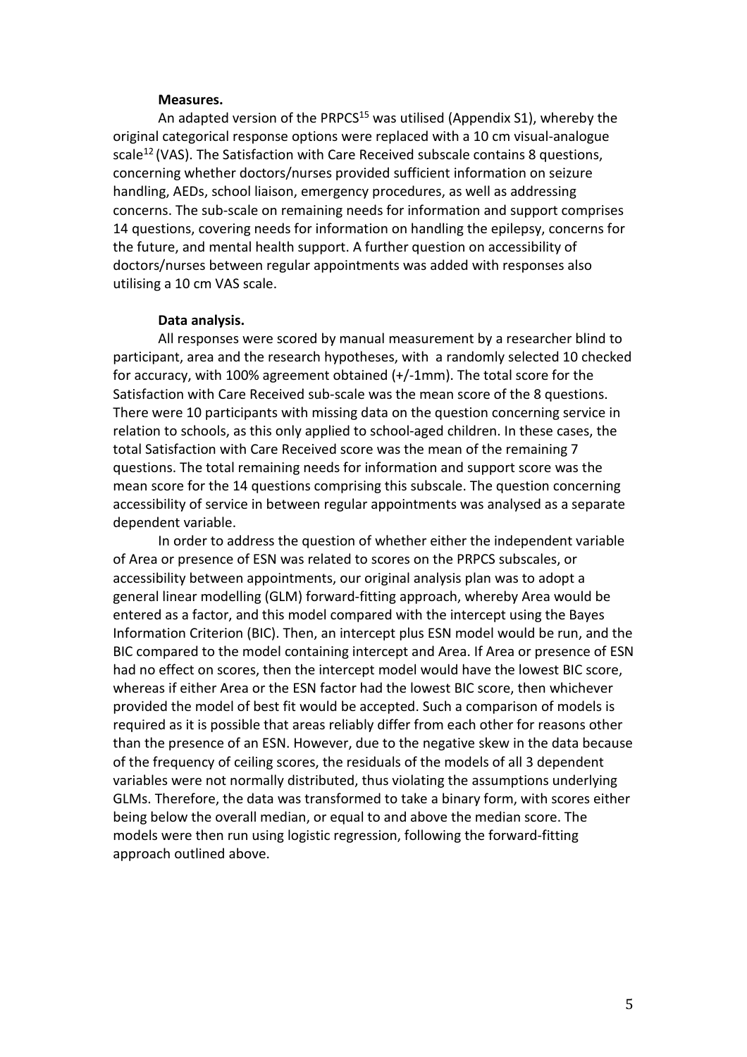### Measures.

An adapted version of the PRPCS[15] was utilised (Appendix S1), whereby the original categorical response options were replaced with a 10 cm visual-analogue scale[12] (VAS). The Satisfaction with Care Received subscale contains 8 questions, concerning whether doctors/nurses provided sufficient information on seizure handling, AEDs, school liaison, emergency procedures, as well as addressing concerns. The sub-scale on remaining needs for information and support comprises 14 questions, covering needs for information on handling the epilepsy, concerns for the future, and mental health support. A further question on accessibility of doctors/nurses between regular appointments was added with responses also utilising a 10 cm VAS scale.

### Data analysis.

All responses were scored by manual measurement by a researcher blind to participant, area and the research hypotheses, with a randomly selected 10 checked for accuracy, with 100% agreement obtained (+/-1mm). The total score for the Satisfaction with Care Received sub-scale was the mean score of the 8 questions. There were 10 participants with missing data on the question concerning service in relation to schools, as this only applied to school-aged children. In these cases, the total Satisfaction with Care Received score was the mean of the remaining 7 questions. The total remaining needs for information and support score was the mean score for the 14 questions comprising this subscale. The question concerning accessibility of service in between regular appointments was analysed as a separate dependent variable.

In order to address the question of whether either the independent variable of Area or presence of ESN was related to scores on the PRPCS subscales, or accessibility between appointments, our original analysis plan was to adopt a general linear modelling (GLM) forward-fitting approach, whereby Area would be entered as a factor, and this model compared with the intercept using the Bayes Information Criterion (BIC). Then, an intercept plus ESN model would be run, and the BIC compared to the model containing intercept and Area. If Area or presence of ESN had no effect on scores, then the intercept model would have the lowest BIC score, whereas if either Area or the ESN factor had the lowest BIC score, then whichever provided the model of best fit would be accepted. Such a comparison of models is required as it is possible that areas reliably differ from each other for reasons other than the presence of an ESN. However, due to the negative skew in the data because of the frequency of ceiling scores, the residuals of the models of all 3 dependent variables were not normally distributed, thus violating the assumptions underlying GLMs. Therefore, the data was transformed to take a binary form, with scores either being below the overall median, or equal to and above the median score. The models were then run using logistic regression, following the forward-fitting approach outlined above.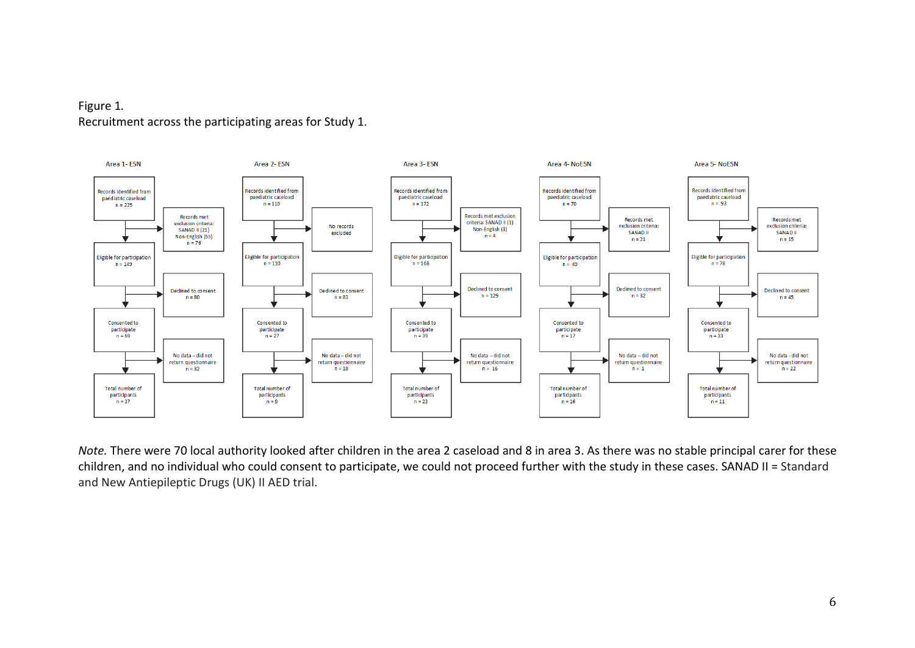Figure 1.
Recruitment across the participating areas for Study 1.

**Area 1- ESN**

- Records identified from paediatric caseload n = 225
- Records met exclusion criteria: SANAD II (21) Non-English (55) n = 76
- Eligible for participation n = 149
- Declined to consent n = 80
- Consented to participate n = 69
- No data – did not return questionnaire n = 32
- Total number of participants n = 37

**Area 2- ESN**

- Records identified from paediatric caseload n = 110
- No records excluded
- Eligible for participation n = 110
- Declined to consent n = 83
- Consented to participate n = 27
- No data – did not return questionnaire n = 18
- Total number of participants n = 9

**Area 3- ESN**

- Records identified from paediatric caseload n = 172
- Records met exclusion criteria: SANAD II (1) Non-English (3) n = 4
- Eligible for participation n = 168
- Declined to consent n = 129
- Consented to participate n = 39
- No data – did not return questionnaire n = 16
- Total number of participants n = 23

**Area 4- NoESN**

- Records identified from paediatric caseload n = 70
- Records met exclusion criteria: SANAD II n = 21
- Eligible for participation n = 49
- Declined to consent n = 32
- Consented to participate n = 17
- No data – did not return questionnaire n = 1
- Total number of participants n = 16

**Area 5- NoESN**

- Records identified from paediatric caseload n = 93
- Records met exclusion criteria: SANAD II n = 15
- Eligible for participation n = 78
- Declined to consent n = 45
- Consented to participate n = 33
- No data - did not return questionnaire n = 22
- Total number of participants n = 11

*Note.* There were 70 local authority looked after children in the area 2 caseload and 8 in area 3. As there was no stable principal carer for these children, and no individual who could consent to participate, we could not proceed further with the study in these cases. SANAD II = Standard and New Antiepileptic Drugs (UK) II AED trial.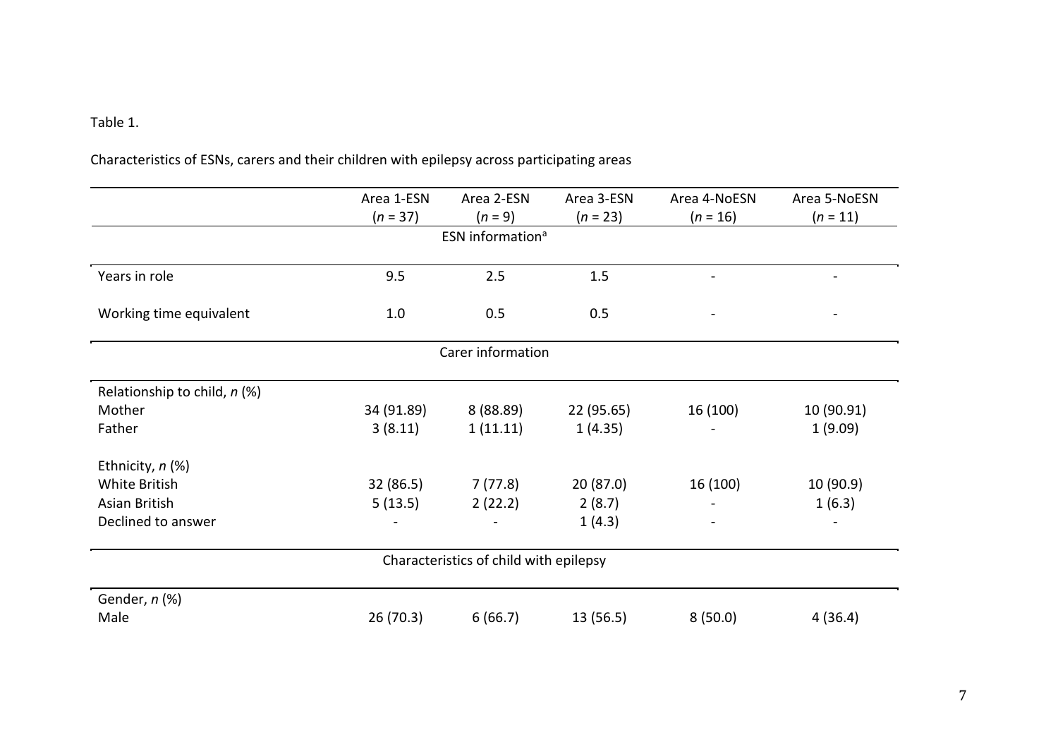Table 1.

Characteristics of ESNs, carers and their children with epilepsy across participating areas

| | Area 1-ESN (*n* = 37) | Area 2-ESN (*n* = 9) | Area 3-ESN (*n* = 23) | Area 4-NoESN (*n* = 16) | Area 5-NoESN (*n* = 11) |
|---|---|---|---|---|---|
| | | ESN information[a] | | | |
| Years in role | 9.5 | 2.5 | 1.5 | - | - |
| Working time equivalent | 1.0 | 0.5 | 0.5 | - | - |
| | | Carer information | | | |
| Relationship to child, *n* (%) | | | | | |
| Mother | 34 (91.89) | 8 (88.89) | 22 (95.65) | 16 (100) | 10 (90.91) |
| Father | 3 (8.11) | 1 (11.11) | 1 (4.35) | - | 1 (9.09) |
| Ethnicity, *n* (%) | | | | | |
| White British | 32 (86.5) | 7 (77.8) | 20 (87.0) | 16 (100) | 10 (90.9) |
| Asian British | 5 (13.5) | 2 (22.2) | 2 (8.7) | - | 1 (6.3) |
| Declined to answer | - | - | 1 (4.3) | - | - |
| | | Characteristics of child with epilepsy | | | |
| Gender, *n* (%) | | | | | |
| Male | 26 (70.3) | 6 (66.7) | 13 (56.5) | 8 (50.0) | 4 (36.4) |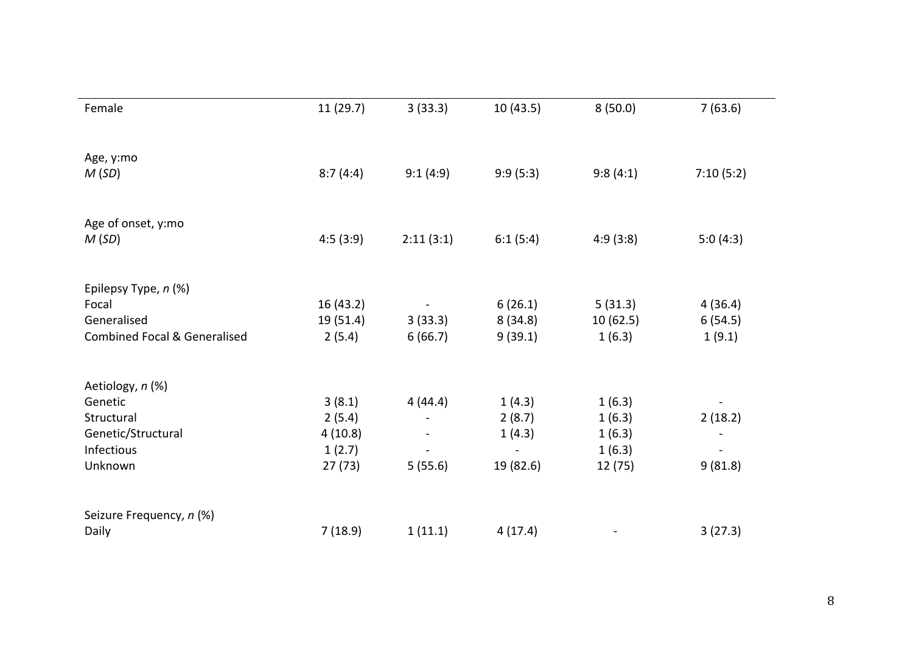| | | | | | |
|---|---|---|---|---|---|
| Female | 11 (29.7) | 3 (33.3) | 10 (43.5) | 8 (50.0) | 7 (63.6) |
| Age, y:mo | | | | | |
| *M* (*SD*) | 8:7 (4:4) | 9:1 (4:9) | 9:9 (5:3) | 9:8 (4:1) | 7:10 (5:2) |
| Age of onset, y:mo | | | | | |
| *M* (*SD*) | 4:5 (3:9) | 2:11 (3:1) | 6:1 (5:4) | 4:9 (3:8) | 5:0 (4:3) |
| Epilepsy Type, *n* (%) | | | | | |
| Focal | 16 (43.2) | - | 6 (26.1) | 5 (31.3) | 4 (36.4) |
| Generalised | 19 (51.4) | 3 (33.3) | 8 (34.8) | 10 (62.5) | 6 (54.5) |
| Combined Focal & Generalised | 2 (5.4) | 6 (66.7) | 9 (39.1) | 1 (6.3) | 1 (9.1) |
| Aetiology, *n* (%) | | | | | |
| Genetic | 3 (8.1) | 4 (44.4) | 1 (4.3) | 1 (6.3) | - |
| Structural | 2 (5.4) | - | 2 (8.7) | 1 (6.3) | 2 (18.2) |
| Genetic/Structural | 4 (10.8) | - | 1 (4.3) | 1 (6.3) | - |
| Infectious | 1 (2.7) | - | - | 1 (6.3) | - |
| Unknown | 27 (73) | 5 (55.6) | 19 (82.6) | 12 (75) | 9 (81.8) |
| Seizure Frequency, *n* (%) | | | | | |
| Daily | 7 (18.9) | 1 (11.1) | 4 (17.4) | - | 3 (27.3) |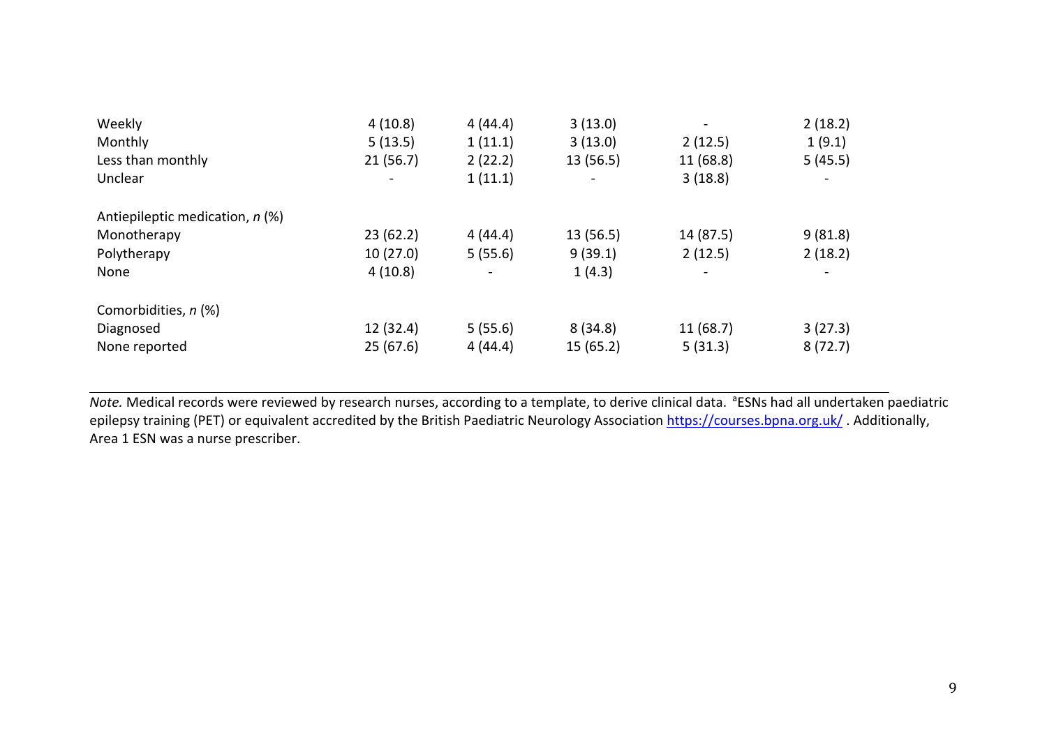| | | | | | |
|---|---|---|---|---|---|
| Weekly | 4 (10.8) | 4 (44.4) | 3 (13.0) | - | 2 (18.2) |
| Monthly | 5 (13.5) | 1 (11.1) | 3 (13.0) | 2 (12.5) | 1 (9.1) |
| Less than monthly | 21 (56.7) | 2 (22.2) | 13 (56.5) | 11 (68.8) | 5 (45.5) |
| Unclear | - | 1 (11.1) | - | 3 (18.8) | - |
| Antiepileptic medication, *n* (%) | | | | | |
| Monotherapy | 23 (62.2) | 4 (44.4) | 13 (56.5) | 14 (87.5) | 9 (81.8) |
| Polytherapy | 10 (27.0) | 5 (55.6) | 9 (39.1) | 2 (12.5) | 2 (18.2) |
| None | 4 (10.8) | - | 1 (4.3) | - | - |
| Comorbidities, *n* (%) | | | | | |
| Diagnosed | 12 (32.4) | 5 (55.6) | 8 (34.8) | 11 (68.7) | 3 (27.3) |
| None reported | 25 (67.6) | 4 (44.4) | 15 (65.2) | 5 (31.3) | 8 (72.7) |

*Note.* Medical records were reviewed by research nurses, according to a template, to derive clinical data. [a]ESNs had all undertaken paediatric epilepsy training (PET) or equivalent accredited by the British Paediatric Neurology Association https://courses.bpna.org.uk/ . Additionally, Area 1 ESN was a nurse prescriber.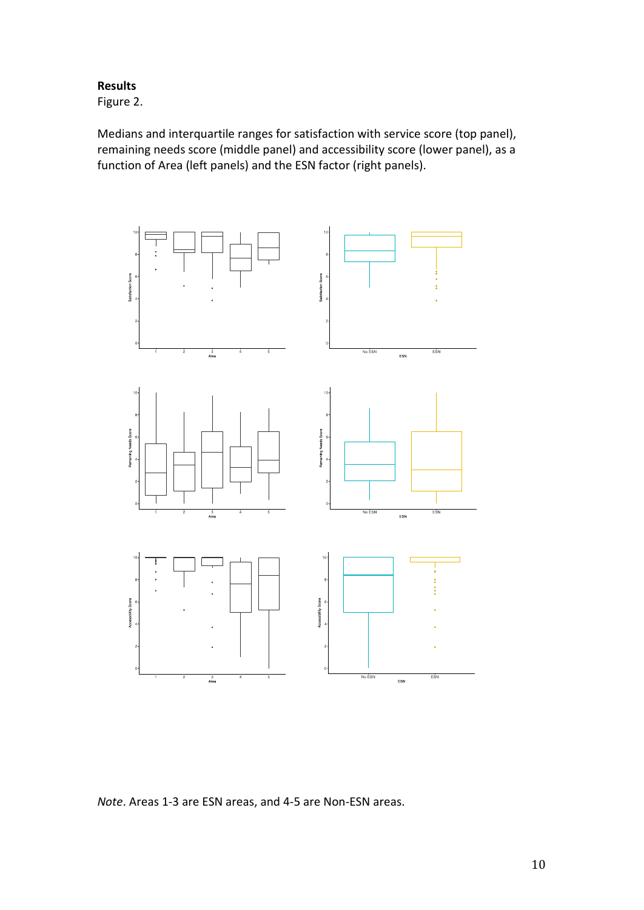**Results**

Figure 2.

Medians and interquartile ranges for satisfaction with service score (top panel), remaining needs score (middle panel) and accessibility score (lower panel), as a function of Area (left panels) and the ESN factor (right panels).

*Note*. Areas 1-3 are ESN areas, and 4-5 are Non-ESN areas.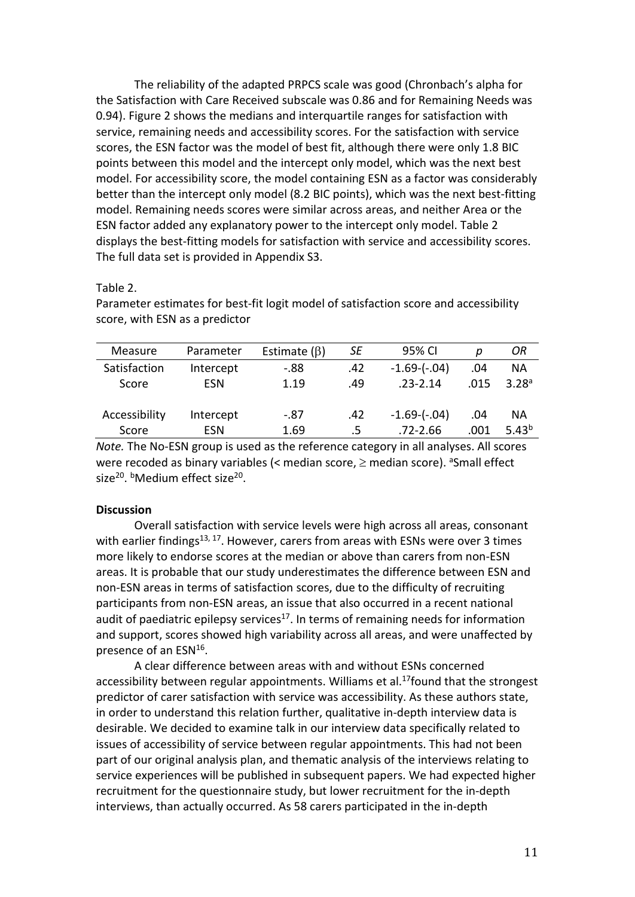The reliability of the adapted PRPCS scale was good (Chronbach's alpha for the Satisfaction with Care Received subscale was 0.86 and for Remaining Needs was 0.94). Figure 2 shows the medians and interquartile ranges for satisfaction with service, remaining needs and accessibility scores. For the satisfaction with service scores, the ESN factor was the model of best fit, although there were only 1.8 BIC points between this model and the intercept only model, which was the next best model. For accessibility score, the model containing ESN as a factor was considerably better than the intercept only model (8.2 BIC points), which was the next best-fitting model. Remaining needs scores were similar across areas, and neither Area or the ESN factor added any explanatory power to the intercept only model. Table 2 displays the best-fitting models for satisfaction with service and accessibility scores. The full data set is provided in Appendix S3.

Table 2.

Parameter estimates for best-fit logit model of satisfaction score and accessibility score, with ESN as a predictor

| Measure | Parameter | Estimate ($\beta$) | *SE* | 95% CI | *p* | *OR* |
|---|---|---|---|---|---|---|
| Satisfaction Score | Intercept | -.88 | .42 | -1.69-(-.04) | .04 | NA |
| | ESN | 1.19 | .49 | .23-2.14 | .015 | 3.28[a] |
| Accessibility Score | Intercept | -.87 | .42 | -1.69-(-.04) | .04 | NA |
| | ESN | 1.69 | .5 | .72-2.66 | .001 | 5.43[b] |

*Note.* The No-ESN group is used as the reference category in all analyses. All scores were recoded as binary variables (< median score, $\geq$ median score). [a]Small effect size[20]. [b]Medium effect size[20].

**Discussion**

Overall satisfaction with service levels were high across all areas, consonant with earlier findings[13, 17]. However, carers from areas with ESNs were over 3 times more likely to endorse scores at the median or above than carers from non-ESN areas. It is probable that our study underestimates the difference between ESN and non-ESN areas in terms of satisfaction scores, due to the difficulty of recruiting participants from non-ESN areas, an issue that also occurred in a recent national audit of paediatric epilepsy services[17]. In terms of remaining needs for information and support, scores showed high variability across all areas, and were unaffected by presence of an ESN[16].

A clear difference between areas with and without ESNs concerned accessibility between regular appointments. Williams et al.[17] found that the strongest predictor of carer satisfaction with service was accessibility. As these authors state, in order to understand this relation further, qualitative in-depth interview data is desirable. We decided to examine talk in our interview data specifically related to issues of accessibility of service between regular appointments. This had not been part of our original analysis plan, and thematic analysis of the interviews relating to service experiences will be published in subsequent papers. We had expected higher recruitment for the questionnaire study, but lower recruitment for the in-depth interviews, than actually occurred. As 58 carers participated in the in-depth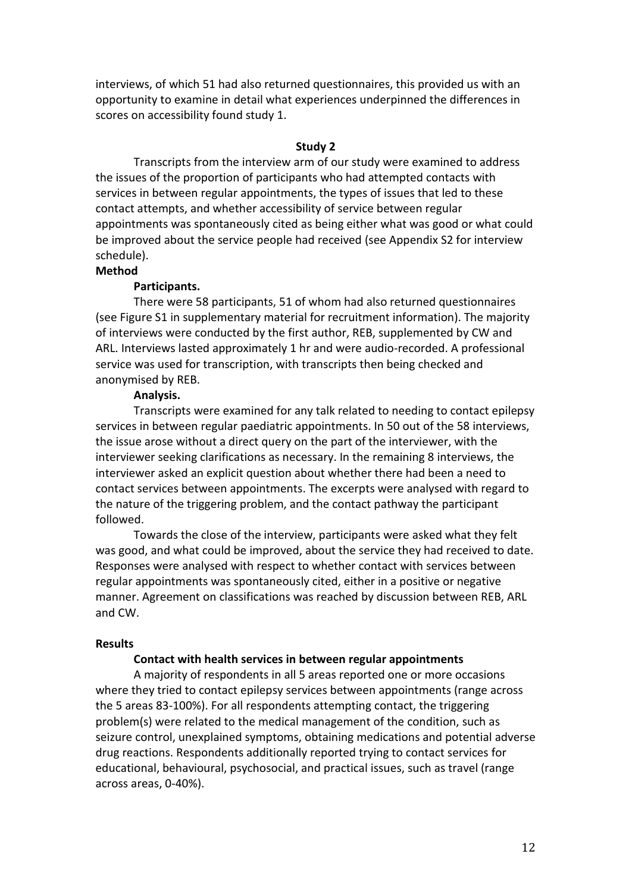interviews, of which 51 had also returned questionnaires, this provided us with an opportunity to examine in detail what experiences underpinned the differences in scores on accessibility found study 1.

## Study 2

Transcripts from the interview arm of our study were examined to address the issues of the proportion of participants who had attempted contacts with services in between regular appointments, the types of issues that led to these contact attempts, and whether accessibility of service between regular appointments was spontaneously cited as being either what was good or what could be improved about the service people had received (see Appendix S2 for interview schedule).

### Method

#### Participants.

There were 58 participants, 51 of whom had also returned questionnaires (see Figure S1 in supplementary material for recruitment information). The majority of interviews were conducted by the first author, REB, supplemented by CW and ARL. Interviews lasted approximately 1 hr and were audio-recorded. A professional service was used for transcription, with transcripts then being checked and anonymised by REB.

#### Analysis.

Transcripts were examined for any talk related to needing to contact epilepsy services in between regular paediatric appointments. In 50 out of the 58 interviews, the issue arose without a direct query on the part of the interviewer, with the interviewer seeking clarifications as necessary. In the remaining 8 interviews, the interviewer asked an explicit question about whether there had been a need to contact services between appointments. The excerpts were analysed with regard to the nature of the triggering problem, and the contact pathway the participant followed.

Towards the close of the interview, participants were asked what they felt was good, and what could be improved, about the service they had received to date. Responses were analysed with respect to whether contact with services between regular appointments was spontaneously cited, either in a positive or negative manner. Agreement on classifications was reached by discussion between REB, ARL and CW.

### Results

#### Contact with health services in between regular appointments

A majority of respondents in all 5 areas reported one or more occasions where they tried to contact epilepsy services between appointments (range across the 5 areas 83-100%). For all respondents attempting contact, the triggering problem(s) were related to the medical management of the condition, such as seizure control, unexplained symptoms, obtaining medications and potential adverse drug reactions. Respondents additionally reported trying to contact services for educational, behavioural, psychosocial, and practical issues, such as travel (range across areas, 0-40%).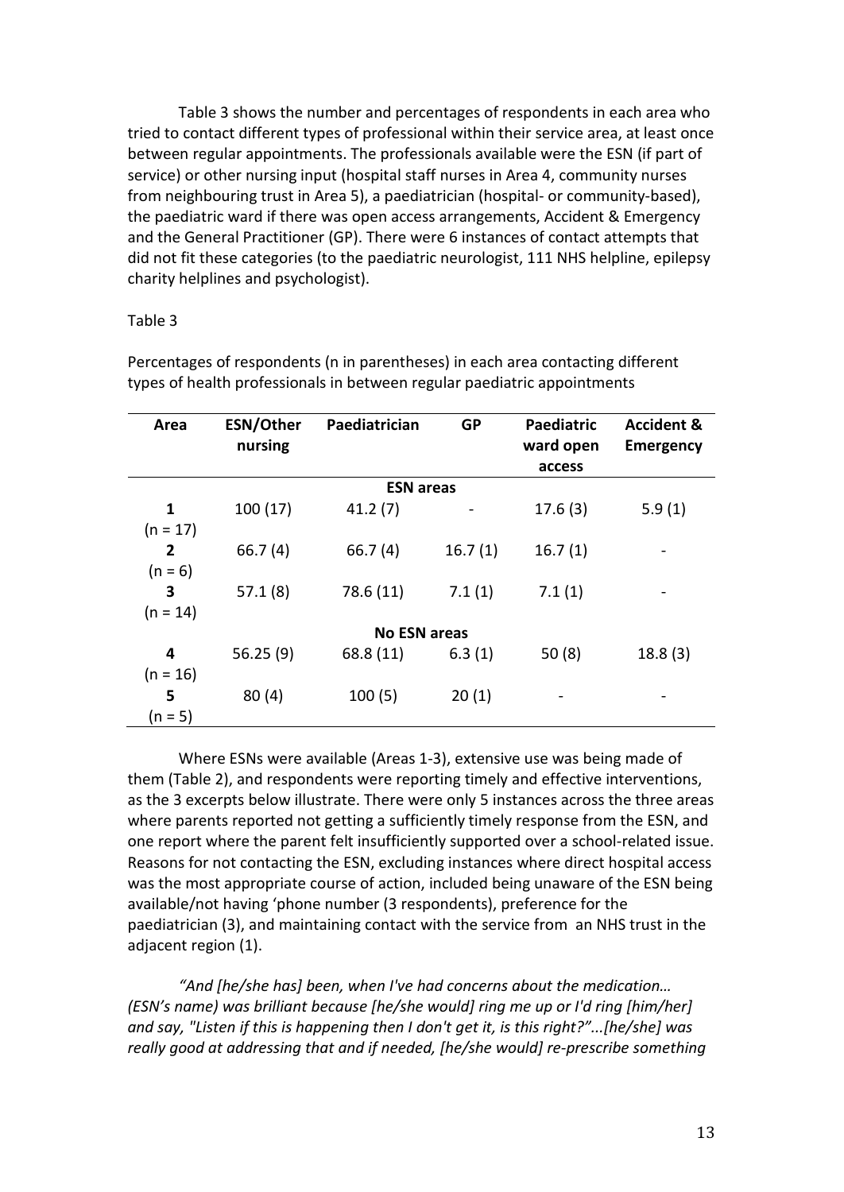Table 3 shows the number and percentages of respondents in each area who tried to contact different types of professional within their service area, at least once between regular appointments. The professionals available were the ESN (if part of service) or other nursing input (hospital staff nurses in Area 4, community nurses from neighbouring trust in Area 5), a paediatrician (hospital- or community-based), the paediatric ward if there was open access arrangements, Accident & Emergency and the General Practitioner (GP). There were 6 instances of contact attempts that did not fit these categories (to the paediatric neurologist, 111 NHS helpline, epilepsy charity helplines and psychologist).

Table 3

Percentages of respondents (n in parentheses) in each area contacting different types of health professionals in between regular paediatric appointments

| Area | ESN/Other nursing | Paediatrician | GP | Paediatric ward open access | Accident & Emergency |
|---|---|---|---|---|---|
| | | **ESN areas** | | | |
| **1** (n = 17) | 100 (17) | 41.2 (7) | - | 17.6 (3) | 5.9 (1) |
| **2** (n = 6) | 66.7 (4) | 66.7 (4) | 16.7 (1) | 16.7 (1) | - |
| **3** (n = 14) | 57.1 (8) | 78.6 (11) | 7.1 (1) | 7.1 (1) | - |
| | | **No ESN areas** | | | |
| **4** (n = 16) | 56.25 (9) | 68.8 (11) | 6.3 (1) | 50 (8) | 18.8 (3) |
| **5** (n = 5) | 80 (4) | 100 (5) | 20 (1) | - | - |

Where ESNs were available (Areas 1-3), extensive use was being made of them (Table 2), and respondents were reporting timely and effective interventions, as the 3 excerpts below illustrate. There were only 5 instances across the three areas where parents reported not getting a sufficiently timely response from the ESN, and one report where the parent felt insufficiently supported over a school-related issue. Reasons for not contacting the ESN, excluding instances where direct hospital access was the most appropriate course of action, included being unaware of the ESN being available/not having 'phone number (3 respondents), preference for the paediatrician (3), and maintaining contact with the service from an NHS trust in the adjacent region (1).

*"And [he/she has] been, when I've had concerns about the medication… (ESN's name) was brilliant because [he/she would] ring me up or I'd ring [him/her] and say, "Listen if this is happening then I don't get it, is this right?"...[he/she] was really good at addressing that and if needed, [he/she would] re-prescribe something*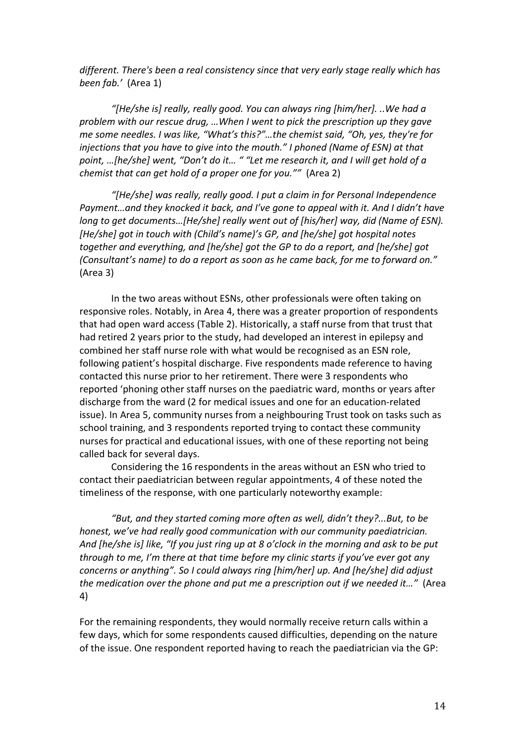*different. There's been a real consistency since that very early stage really which has been fab.'* (Area 1)

*"[He/she is] really, really good. You can always ring [him/her]. ..We had a problem with our rescue drug, …When I went to pick the prescription up they gave me some needles. I was like, "What's this?"…the chemist said, "Oh, yes, they're for injections that you have to give into the mouth." I phoned (Name of ESN) at that point, …[he/she] went, "Don't do it… " "Let me research it, and I will get hold of a chemist that can get hold of a proper one for you.""* (Area 2)

*"[He/she] was really, really good. I put a claim in for Personal Independence Payment…and they knocked it back, and I've gone to appeal with it. And I didn't have long to get documents…[He/she] really went out of [his/her] way, did (Name of ESN). [He/she] got in touch with (Child's name)'s GP, and [he/she] got hospital notes together and everything, and [he/she] got the GP to do a report, and [he/she] got (Consultant's name) to do a report as soon as he came back, for me to forward on."* (Area 3)

In the two areas without ESNs, other professionals were often taking on responsive roles. Notably, in Area 4, there was a greater proportion of respondents that had open ward access (Table 2). Historically, a staff nurse from that trust that had retired 2 years prior to the study, had developed an interest in epilepsy and combined her staff nurse role with what would be recognised as an ESN role, following patient's hospital discharge. Five respondents made reference to having contacted this nurse prior to her retirement. There were 3 respondents who reported 'phoning other staff nurses on the paediatric ward, months or years after discharge from the ward (2 for medical issues and one for an education-related issue). In Area 5, community nurses from a neighbouring Trust took on tasks such as school training, and 3 respondents reported trying to contact these community nurses for practical and educational issues, with one of these reporting not being called back for several days.

Considering the 16 respondents in the areas without an ESN who tried to contact their paediatrician between regular appointments, 4 of these noted the timeliness of the response, with one particularly noteworthy example:

*"But, and they started coming more often as well, didn't they?...But, to be honest, we've had really good communication with our community paediatrician. And [he/she is] like, "If you just ring up at 8 o'clock in the morning and ask to be put through to me, I'm there at that time before my clinic starts if you've ever got any concerns or anything". So I could always ring [him/her] up. And [he/she] did adjust the medication over the phone and put me a prescription out if we needed it…"* (Area 4)

For the remaining respondents, they would normally receive return calls within a few days, which for some respondents caused difficulties, depending on the nature of the issue. One respondent reported having to reach the paediatrician via the GP: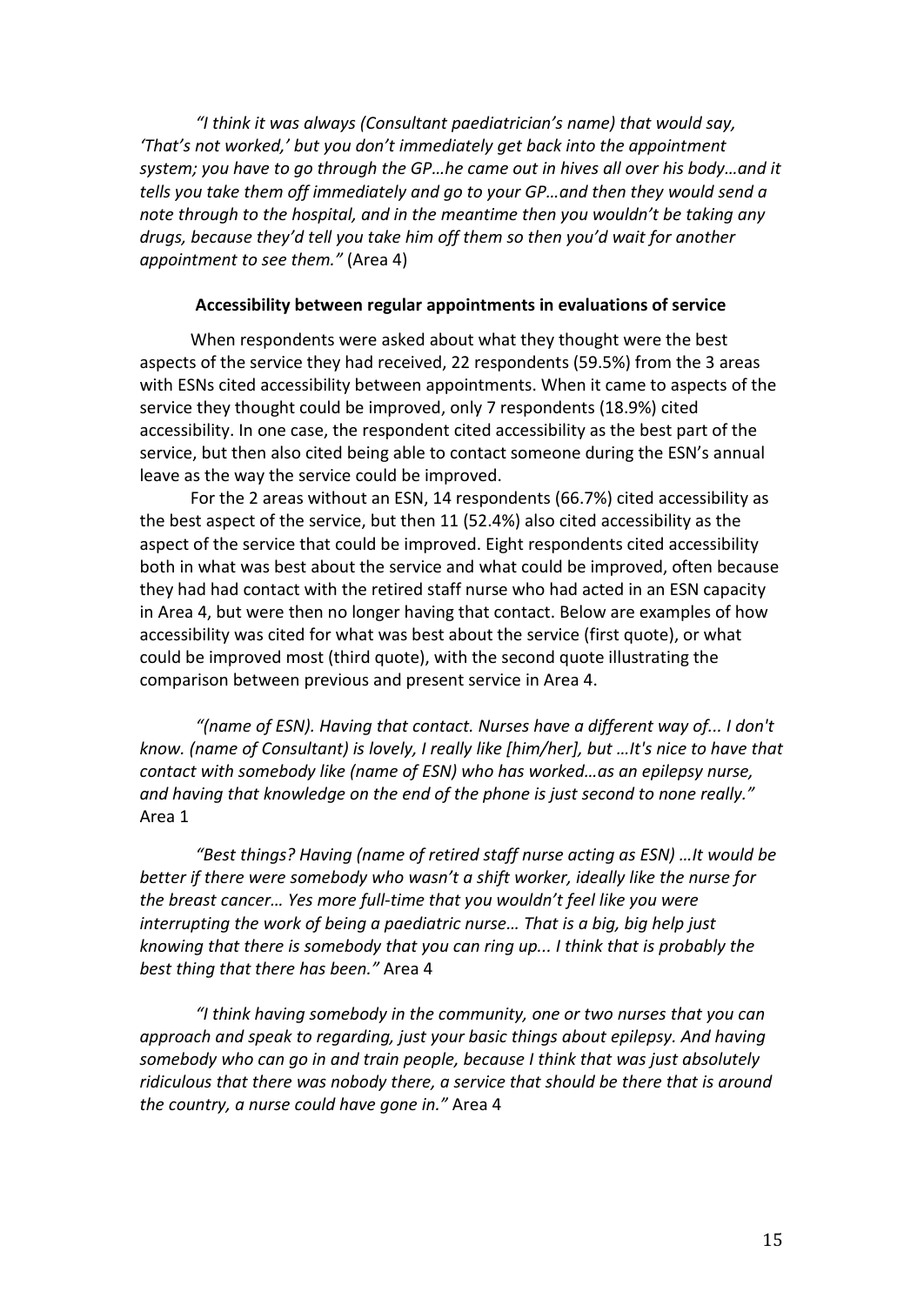*"I think it was always (Consultant paediatrician's name) that would say, 'That's not worked,' but you don't immediately get back into the appointment system; you have to go through the GP…he came out in hives all over his body…and it tells you take them off immediately and go to your GP…and then they would send a note through to the hospital, and in the meantime then you wouldn't be taking any drugs, because they'd tell you take him off them so then you'd wait for another appointment to see them."* (Area 4)

**Accessibility between regular appointments in evaluations of service**

When respondents were asked about what they thought were the best aspects of the service they had received, 22 respondents (59.5%) from the 3 areas with ESNs cited accessibility between appointments. When it came to aspects of the service they thought could be improved, only 7 respondents (18.9%) cited accessibility. In one case, the respondent cited accessibility as the best part of the service, but then also cited being able to contact someone during the ESN's annual leave as the way the service could be improved.

For the 2 areas without an ESN, 14 respondents (66.7%) cited accessibility as the best aspect of the service, but then 11 (52.4%) also cited accessibility as the aspect of the service that could be improved. Eight respondents cited accessibility both in what was best about the service and what could be improved, often because they had had contact with the retired staff nurse who had acted in an ESN capacity in Area 4, but were then no longer having that contact. Below are examples of how accessibility was cited for what was best about the service (first quote), or what could be improved most (third quote), with the second quote illustrating the comparison between previous and present service in Area 4.

*"(name of ESN). Having that contact. Nurses have a different way of... I don't know. (name of Consultant) is lovely, I really like [him/her], but …It's nice to have that contact with somebody like (name of ESN) who has worked…as an epilepsy nurse, and having that knowledge on the end of the phone is just second to none really."* Area 1

*"Best things? Having (name of retired staff nurse acting as ESN) …It would be better if there were somebody who wasn't a shift worker, ideally like the nurse for the breast cancer… Yes more full-time that you wouldn't feel like you were interrupting the work of being a paediatric nurse… That is a big, big help just knowing that there is somebody that you can ring up... I think that is probably the best thing that there has been."* Area 4

*"I think having somebody in the community, one or two nurses that you can approach and speak to regarding, just your basic things about epilepsy. And having somebody who can go in and train people, because I think that was just absolutely ridiculous that there was nobody there, a service that should be there that is around the country, a nurse could have gone in."* Area 4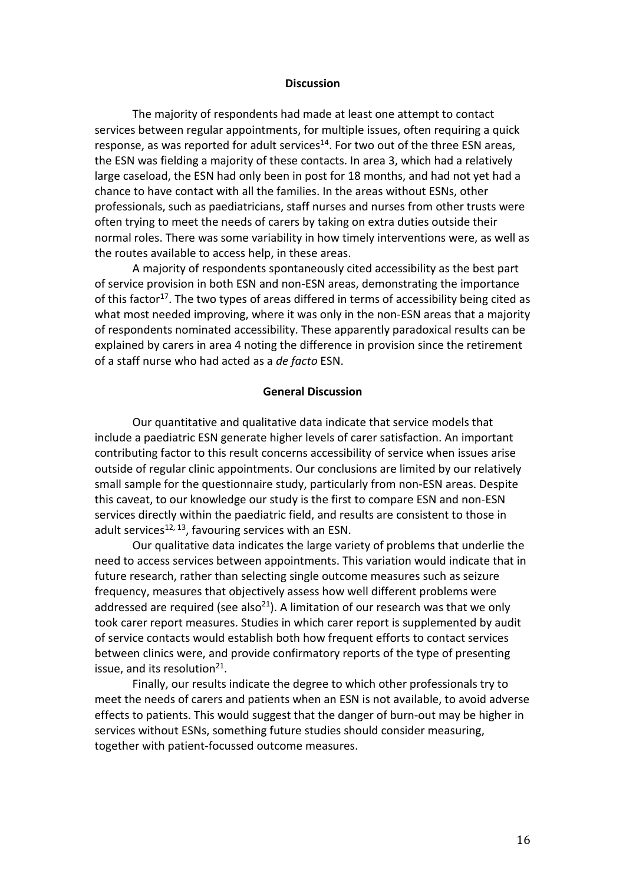## Discussion

The majority of respondents had made at least one attempt to contact services between regular appointments, for multiple issues, often requiring a quick response, as was reported for adult services[14]. For two out of the three ESN areas, the ESN was fielding a majority of these contacts. In area 3, which had a relatively large caseload, the ESN had only been in post for 18 months, and had not yet had a chance to have contact with all the families. In the areas without ESNs, other professionals, such as paediatricians, staff nurses and nurses from other trusts were often trying to meet the needs of carers by taking on extra duties outside their normal roles. There was some variability in how timely interventions were, as well as the routes available to access help, in these areas.

A majority of respondents spontaneously cited accessibility as the best part of service provision in both ESN and non-ESN areas, demonstrating the importance of this factor[17]. The two types of areas differed in terms of accessibility being cited as what most needed improving, where it was only in the non-ESN areas that a majority of respondents nominated accessibility. These apparently paradoxical results can be explained by carers in area 4 noting the difference in provision since the retirement of a staff nurse who had acted as a *de facto* ESN.

## General Discussion

Our quantitative and qualitative data indicate that service models that include a paediatric ESN generate higher levels of carer satisfaction. An important contributing factor to this result concerns accessibility of service when issues arise outside of regular clinic appointments. Our conclusions are limited by our relatively small sample for the questionnaire study, particularly from non-ESN areas. Despite this caveat, to our knowledge our study is the first to compare ESN and non-ESN services directly within the paediatric field, and results are consistent to those in adult services[12, 13], favouring services with an ESN.

Our qualitative data indicates the large variety of problems that underlie the need to access services between appointments. This variation would indicate that in future research, rather than selecting single outcome measures such as seizure frequency, measures that objectively assess how well different problems were addressed are required (see also[21]). A limitation of our research was that we only took carer report measures. Studies in which carer report is supplemented by audit of service contacts would establish both how frequent efforts to contact services between clinics were, and provide confirmatory reports of the type of presenting issue, and its resolution[21].

Finally, our results indicate the degree to which other professionals try to meet the needs of carers and patients when an ESN is not available, to avoid adverse effects to patients. This would suggest that the danger of burn-out may be higher in services without ESNs, something future studies should consider measuring, together with patient-focussed outcome measures.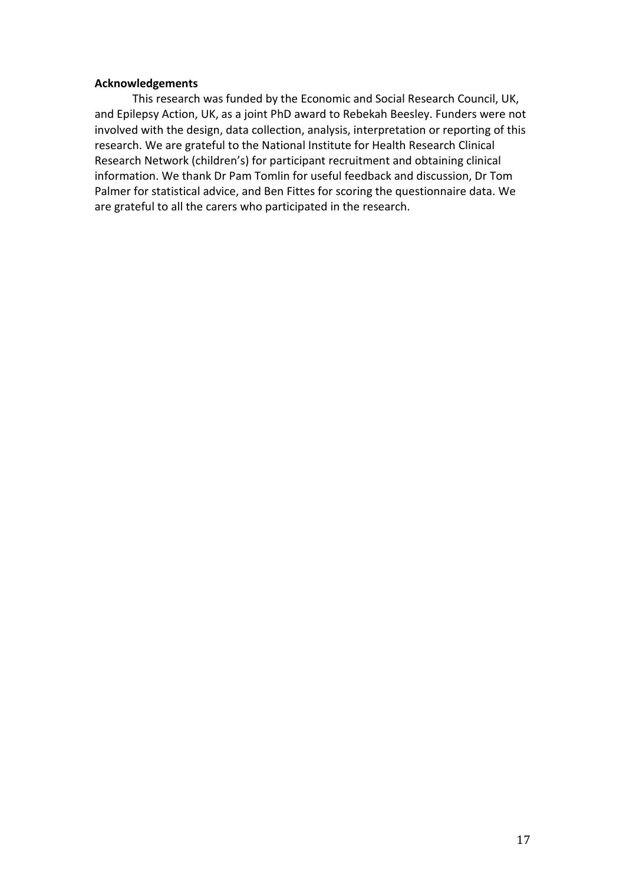**Acknowledgements**

This research was funded by the Economic and Social Research Council, UK, and Epilepsy Action, UK, as a joint PhD award to Rebekah Beesley. Funders were not involved with the design, data collection, analysis, interpretation or reporting of this research. We are grateful to the National Institute for Health Research Clinical Research Network (children's) for participant recruitment and obtaining clinical information. We thank Dr Pam Tomlin for useful feedback and discussion, Dr Tom Palmer for statistical advice, and Ben Fittes for scoring the questionnaire data. We are grateful to all the carers who participated in the research.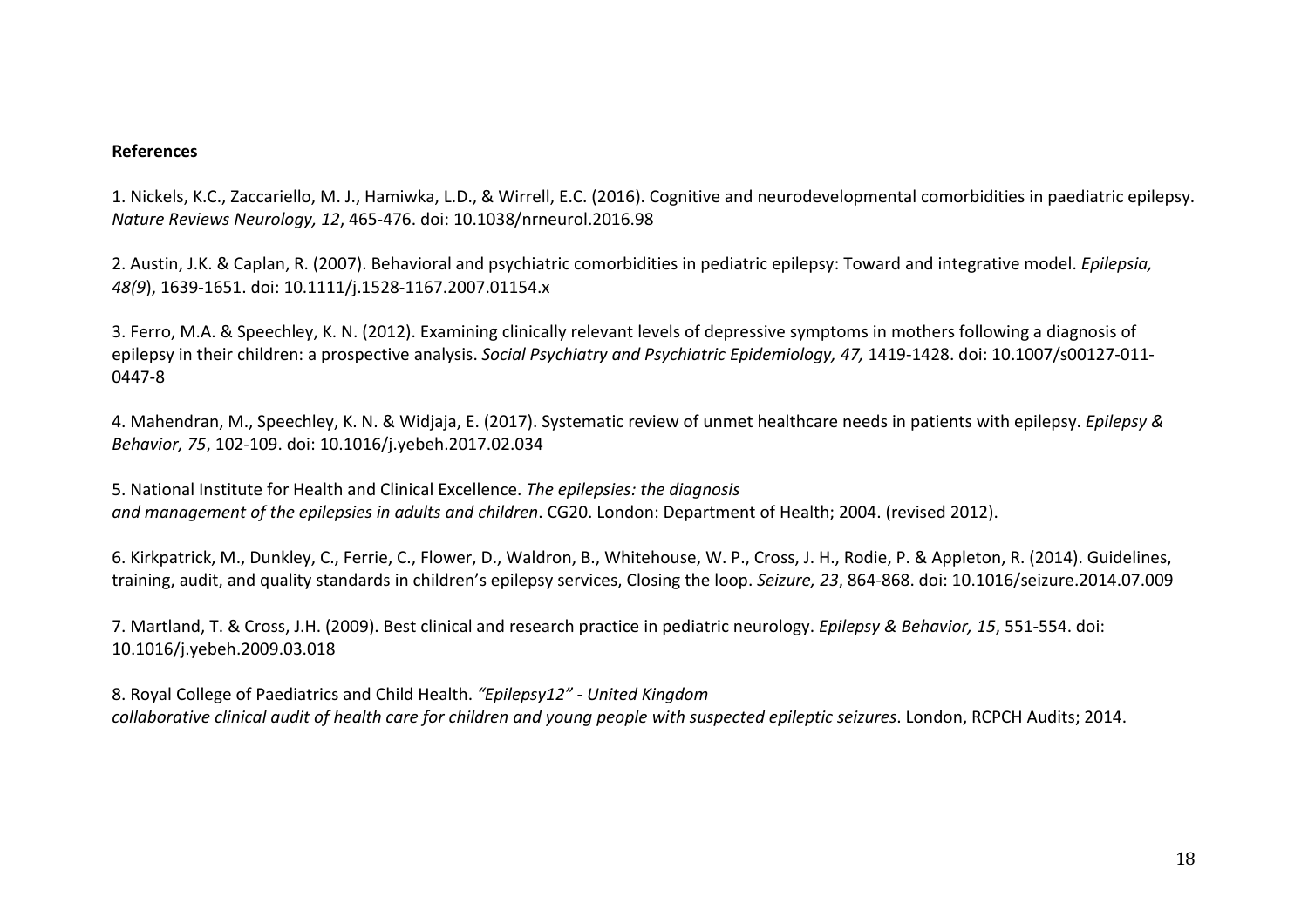**References**

1. Nickels, K.C., Zaccariello, M. J., Hamiwka, L.D., & Wirrell, E.C. (2016). Cognitive and neurodevelopmental comorbidities in paediatric epilepsy. *Nature Reviews Neurology, 12*, 465-476. doi: 10.1038/nrneurol.2016.98

2. Austin, J.K. & Caplan, R. (2007). Behavioral and psychiatric comorbidities in pediatric epilepsy: Toward and integrative model. *Epilepsia, 48(9*), 1639-1651. doi: 10.1111/j.1528-1167.2007.01154.x

3. Ferro, M.A. & Speechley, K. N. (2012). Examining clinically relevant levels of depressive symptoms in mothers following a diagnosis of epilepsy in their children: a prospective analysis. *Social Psychiatry and Psychiatric Epidemiology, 47,* 1419-1428. doi: 10.1007/s00127-011-0447-8

4. Mahendran, M., Speechley, K. N. & Widjaja, E. (2017). Systematic review of unmet healthcare needs in patients with epilepsy. *Epilepsy & Behavior, 75*, 102-109. doi: 10.1016/j.yebeh.2017.02.034

5. National Institute for Health and Clinical Excellence. *The epilepsies: the diagnosis and management of the epilepsies in adults and children*. CG20. London: Department of Health; 2004. (revised 2012).

6. Kirkpatrick, M., Dunkley, C., Ferrie, C., Flower, D., Waldron, B., Whitehouse, W. P., Cross, J. H., Rodie, P. & Appleton, R. (2014). Guidelines, training, audit, and quality standards in children's epilepsy services, Closing the loop. *Seizure, 23*, 864-868. doi: 10.1016/seizure.2014.07.009

7. Martland, T. & Cross, J.H. (2009). Best clinical and research practice in pediatric neurology. *Epilepsy & Behavior, 15*, 551-554. doi: 10.1016/j.yebeh.2009.03.018

8. Royal College of Paediatrics and Child Health. *"Epilepsy12" - United Kingdom collaborative clinical audit of health care for children and young people with suspected epileptic seizures*. London, RCPCH Audits; 2014.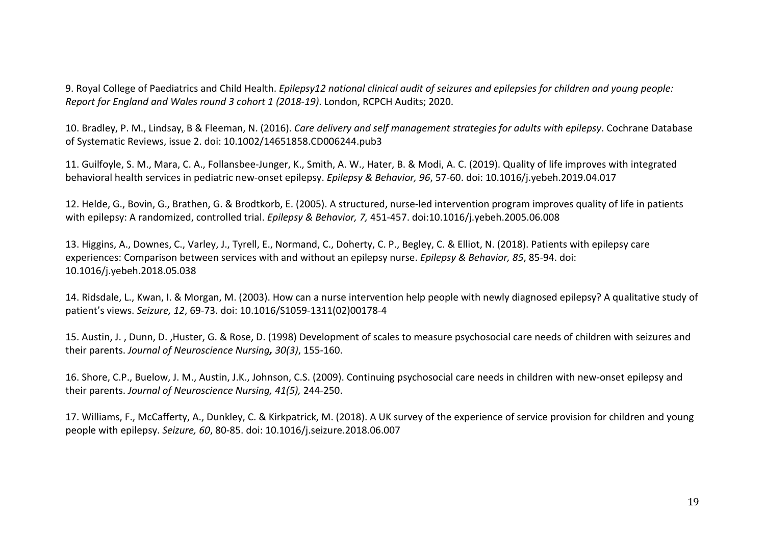9. Royal College of Paediatrics and Child Health. *Epilepsy12 national clinical audit of seizures and epilepsies for children and young people: Report for England and Wales round 3 cohort 1 (2018-19)*. London, RCPCH Audits; 2020.

10. Bradley, P. M., Lindsay, B & Fleeman, N. (2016). *Care delivery and self management strategies for adults with epilepsy*. Cochrane Database of Systematic Reviews, issue 2. doi: 10.1002/14651858.CD006244.pub3

11. Guilfoyle, S. M., Mara, C. A., Follansbee-Junger, K., Smith, A. W., Hater, B. & Modi, A. C. (2019). Quality of life improves with integrated behavioral health services in pediatric new-onset epilepsy. *Epilepsy & Behavior, 96*, 57-60. doi: 10.1016/j.yebeh.2019.04.017

12. Helde, G., Bovin, G., Brathen, G. & Brodtkorb, E. (2005). A structured, nurse-led intervention program improves quality of life in patients with epilepsy: A randomized, controlled trial. *Epilepsy & Behavior, 7,* 451-457. doi:10.1016/j.yebeh.2005.06.008

13. Higgins, A., Downes, C., Varley, J., Tyrell, E., Normand, C., Doherty, C. P., Begley, C. & Elliot, N. (2018). Patients with epilepsy care experiences: Comparison between services with and without an epilepsy nurse. *Epilepsy & Behavior, 85*, 85-94. doi: 10.1016/j.yebeh.2018.05.038

14. Ridsdale, L., Kwan, I. & Morgan, M. (2003). How can a nurse intervention help people with newly diagnosed epilepsy? A qualitative study of patient's views. *Seizure, 12*, 69-73. doi: 10.1016/S1059-1311(02)00178-4

15. Austin, J. , Dunn, D. ,Huster, G. & Rose, D. (1998) Development of scales to measure psychosocial care needs of children with seizures and their parents. *Journal of Neuroscience Nursing**,** 30(3)*, 155-160.

16. Shore, C.P., Buelow, J. M., Austin, J.K., Johnson, C.S. (2009). Continuing psychosocial care needs in children with new-onset epilepsy and their parents. *Journal of Neuroscience Nursing, 41(5),* 244-250.

17. Williams, F., McCafferty, A., Dunkley, C. & Kirkpatrick, M. (2018). A UK survey of the experience of service provision for children and young people with epilepsy. *Seizure, 60*, 80-85. doi: 10.1016/j.seizure.2018.06.007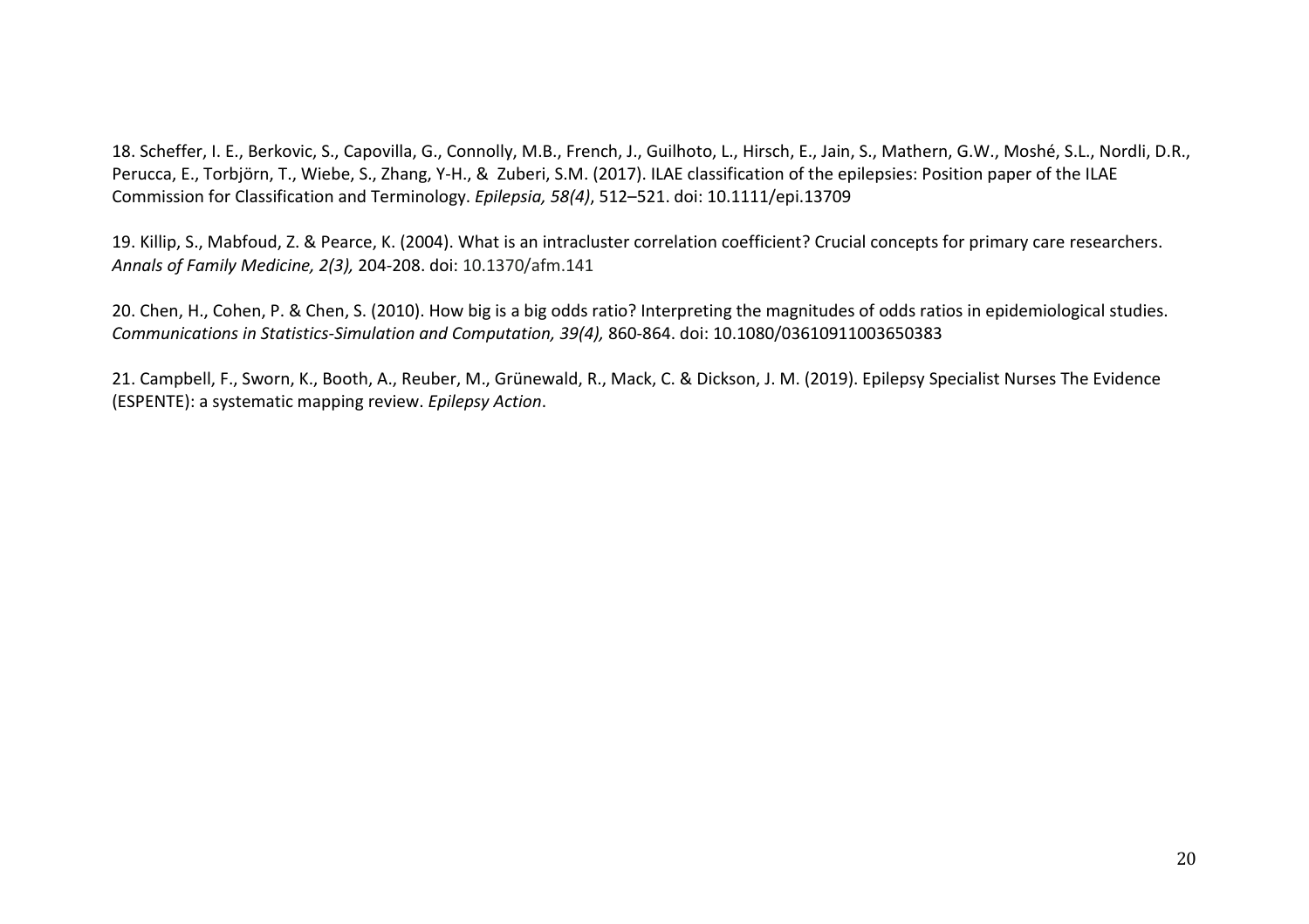18. Scheffer, I. E., Berkovic, S., Capovilla, G., Connolly, M.B., French, J., Guilhoto, L., Hirsch, E., Jain, S., Mathern, G.W., Moshé, S.L., Nordli, D.R., Perucca, E., Torbjörn, T., Wiebe, S., Zhang, Y-H., & Zuberi, S.M. (2017). ILAE classification of the epilepsies: Position paper of the ILAE Commission for Classification and Terminology. *Epilepsia, 58(4)*, 512–521. doi: 10.1111/epi.13709

19. Killip, S., Mabfoud, Z. & Pearce, K. (2004). What is an intracluster correlation coefficient? Crucial concepts for primary care researchers. *Annals of Family Medicine, 2(3),* 204-208. doi: 10.1370/afm.141

20. Chen, H., Cohen, P. & Chen, S. (2010). How big is a big odds ratio? Interpreting the magnitudes of odds ratios in epidemiological studies. *Communications in Statistics-Simulation and Computation, 39(4),* 860-864. doi: 10.1080/03610911003650383

21. Campbell, F., Sworn, K., Booth, A., Reuber, M., Grünewald, R., Mack, C. & Dickson, J. M. (2019). Epilepsy Specialist Nurses The Evidence (ESPENTE): a systematic mapping review. *Epilepsy Action*.